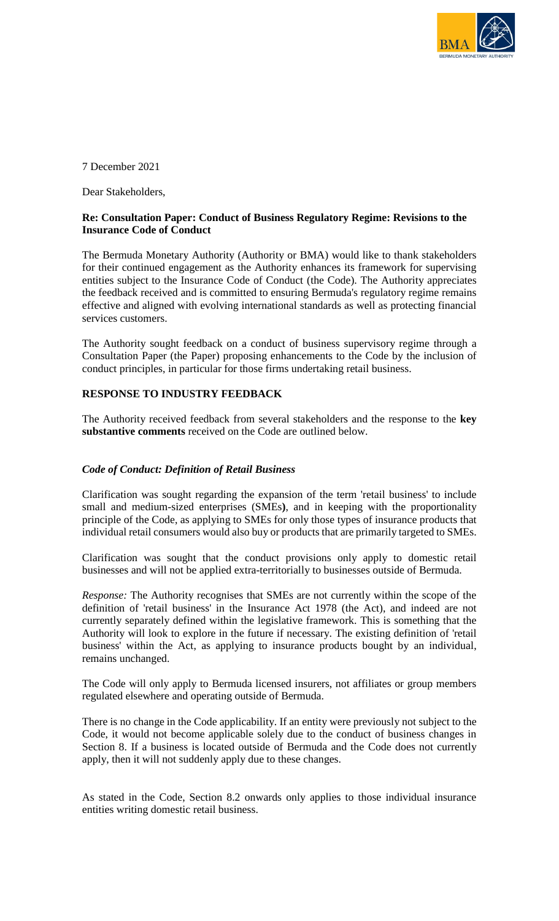7 December 2021

Dear Stakeholders,

**Re: Consultation Paper: Conduct of Business Regulatory Regime: Revisions to the Insurance Code of Conduct**

The Bermuda Monetary Authority (Authority or BMA) would like to thank stakeholders for their continued engagement as the Authority enhances its framework for supervising entities subject to the Insurance Code of Conduct (the Code). The Authority appreciates the feedback received and is committed to ensuring Bermuda's regulatory regime remains effective and aligned with evolving international standards as well as protecting financial services customers.

The Authority sought feedback on a conduct of business supervisory regime through a Consultation Paper (the Paper) proposing enhancements to the Code by the inclusion of conduct principles, in particular for those firms undertaking retail business.

**RESPONSE TO INDUSTRY FEEDBACK**

The Authority received feedback from several stakeholders and the response to the **key substantive comments** received on the Code are outlined below.

***Code of Conduct: Definition of Retail Business***

Clarification was sought regarding the expansion of the term 'retail business' to include small and medium-sized enterprises (SMEs), and in keeping with the proportionality principle of the Code, as applying to SMEs for only those types of insurance products that individual retail consumers would also buy or products that are primarily targeted to SMEs.

Clarification was sought that the conduct provisions only apply to domestic retail businesses and will not be applied extra-territorially to businesses outside of Bermuda.

*Response:* The Authority recognises that SMEs are not currently within the scope of the definition of 'retail business' in the Insurance Act 1978 (the Act), and indeed are not currently separately defined within the legislative framework. This is something that the Authority will look to explore in the future if necessary. The existing definition of 'retail business' within the Act, as applying to insurance products bought by an individual, remains unchanged.

The Code will only apply to Bermuda licensed insurers, not affiliates or group members regulated elsewhere and operating outside of Bermuda.

There is no change in the Code applicability. If an entity were previously not subject to the Code, it would not become applicable solely due to the conduct of business changes in Section 8. If a business is located outside of Bermuda and the Code does not currently apply, then it will not suddenly apply due to these changes.

As stated in the Code, Section 8.2 onwards only applies to those individual insurance entities writing domestic retail business.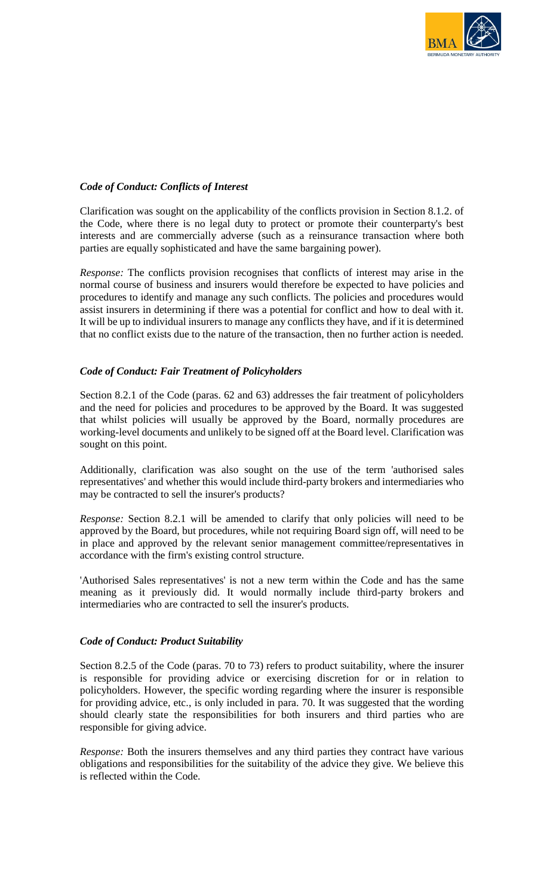### *Code of Conduct: Conflicts of Interest*

Clarification was sought on the applicability of the conflicts provision in Section 8.1.2. of the Code, where there is no legal duty to protect or promote their counterparty's best interests and are commercially adverse (such as a reinsurance transaction where both parties are equally sophisticated and have the same bargaining power).

*Response:* The conflicts provision recognises that conflicts of interest may arise in the normal course of business and insurers would therefore be expected to have policies and procedures to identify and manage any such conflicts. The policies and procedures would assist insurers in determining if there was a potential for conflict and how to deal with it. It will be up to individual insurers to manage any conflicts they have, and if it is determined that no conflict exists due to the nature of the transaction, then no further action is needed.

### *Code of Conduct: Fair Treatment of Policyholders*

Section 8.2.1 of the Code (paras. 62 and 63) addresses the fair treatment of policyholders and the need for policies and procedures to be approved by the Board. It was suggested that whilst policies will usually be approved by the Board, normally procedures are working-level documents and unlikely to be signed off at the Board level. Clarification was sought on this point.

Additionally, clarification was also sought on the use of the term 'authorised sales representatives' and whether this would include third-party brokers and intermediaries who may be contracted to sell the insurer's products?

*Response:* Section 8.2.1 will be amended to clarify that only policies will need to be approved by the Board, but procedures, while not requiring Board sign off, will need to be in place and approved by the relevant senior management committee/representatives in accordance with the firm's existing control structure.

'Authorised Sales representatives' is not a new term within the Code and has the same meaning as it previously did. It would normally include third-party brokers and intermediaries who are contracted to sell the insurer's products.

### *Code of Conduct: Product Suitability*

Section 8.2.5 of the Code (paras. 70 to 73) refers to product suitability, where the insurer is responsible for providing advice or exercising discretion for or in relation to policyholders. However, the specific wording regarding where the insurer is responsible for providing advice, etc., is only included in para. 70. It was suggested that the wording should clearly state the responsibilities for both insurers and third parties who are responsible for giving advice.

*Response:* Both the insurers themselves and any third parties they contract have various obligations and responsibilities for the suitability of the advice they give. We believe this is reflected within the Code.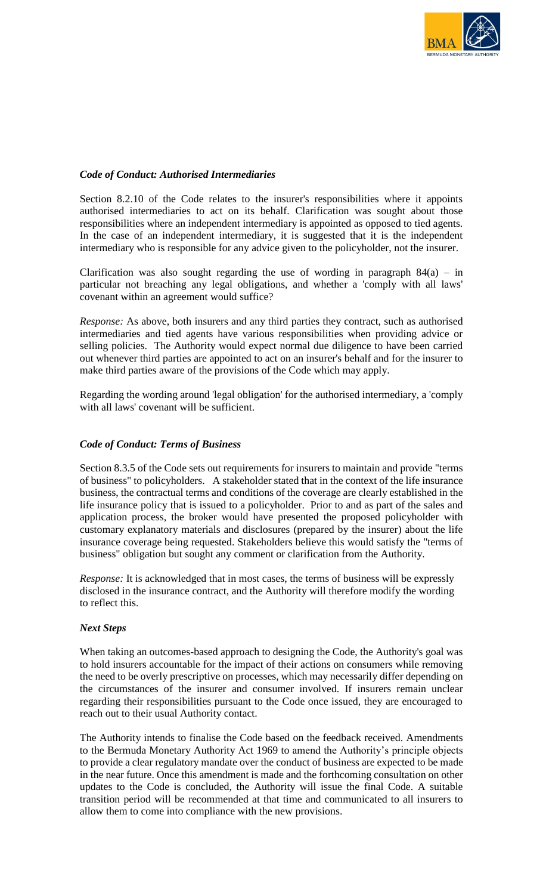***Code of Conduct: Authorised Intermediaries***

Section 8.2.10 of the Code relates to the insurer's responsibilities where it appoints authorised intermediaries to act on its behalf. Clarification was sought about those responsibilities where an independent intermediary is appointed as opposed to tied agents. In the case of an independent intermediary, it is suggested that it is the independent intermediary who is responsible for any advice given to the policyholder, not the insurer.

Clarification was also sought regarding the use of wording in paragraph 84(a) – in particular not breaching any legal obligations, and whether a 'comply with all laws' covenant within an agreement would suffice?

*Response:* As above, both insurers and any third parties they contract, such as authorised intermediaries and tied agents have various responsibilities when providing advice or selling policies. The Authority would expect normal due diligence to have been carried out whenever third parties are appointed to act on an insurer's behalf and for the insurer to make third parties aware of the provisions of the Code which may apply.

Regarding the wording around 'legal obligation' for the authorised intermediary, a 'comply with all laws' covenant will be sufficient.

***Code of Conduct: Terms of Business***

Section 8.3.5 of the Code sets out requirements for insurers to maintain and provide "terms of business" to policyholders. A stakeholder stated that in the context of the life insurance business, the contractual terms and conditions of the coverage are clearly established in the life insurance policy that is issued to a policyholder. Prior to and as part of the sales and application process, the broker would have presented the proposed policyholder with customary explanatory materials and disclosures (prepared by the insurer) about the life insurance coverage being requested. Stakeholders believe this would satisfy the "terms of business" obligation but sought any comment or clarification from the Authority.

*Response:* It is acknowledged that in most cases, the terms of business will be expressly disclosed in the insurance contract, and the Authority will therefore modify the wording to reflect this.

***Next Steps***

When taking an outcomes-based approach to designing the Code, the Authority's goal was to hold insurers accountable for the impact of their actions on consumers while removing the need to be overly prescriptive on processes, which may necessarily differ depending on the circumstances of the insurer and consumer involved. If insurers remain unclear regarding their responsibilities pursuant to the Code once issued, they are encouraged to reach out to their usual Authority contact.

The Authority intends to finalise the Code based on the feedback received. Amendments to the Bermuda Monetary Authority Act 1969 to amend the Authority's principle objects to provide a clear regulatory mandate over the conduct of business are expected to be made in the near future. Once this amendment is made and the forthcoming consultation on other updates to the Code is concluded, the Authority will issue the final Code. A suitable transition period will be recommended at that time and communicated to all insurers to allow them to come into compliance with the new provisions.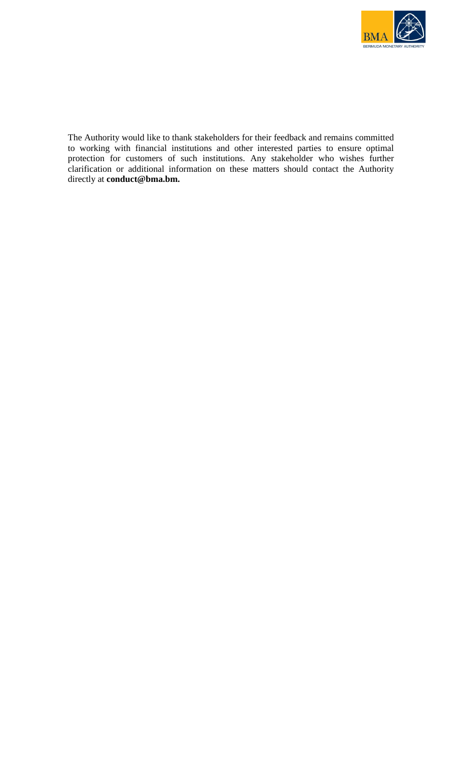The Authority would like to thank stakeholders for their feedback and remains committed to working with financial institutions and other interested parties to ensure optimal protection for customers of such institutions. Any stakeholder who wishes further clarification or additional information on these matters should contact the Authority directly at **conduct@bma.bm.**